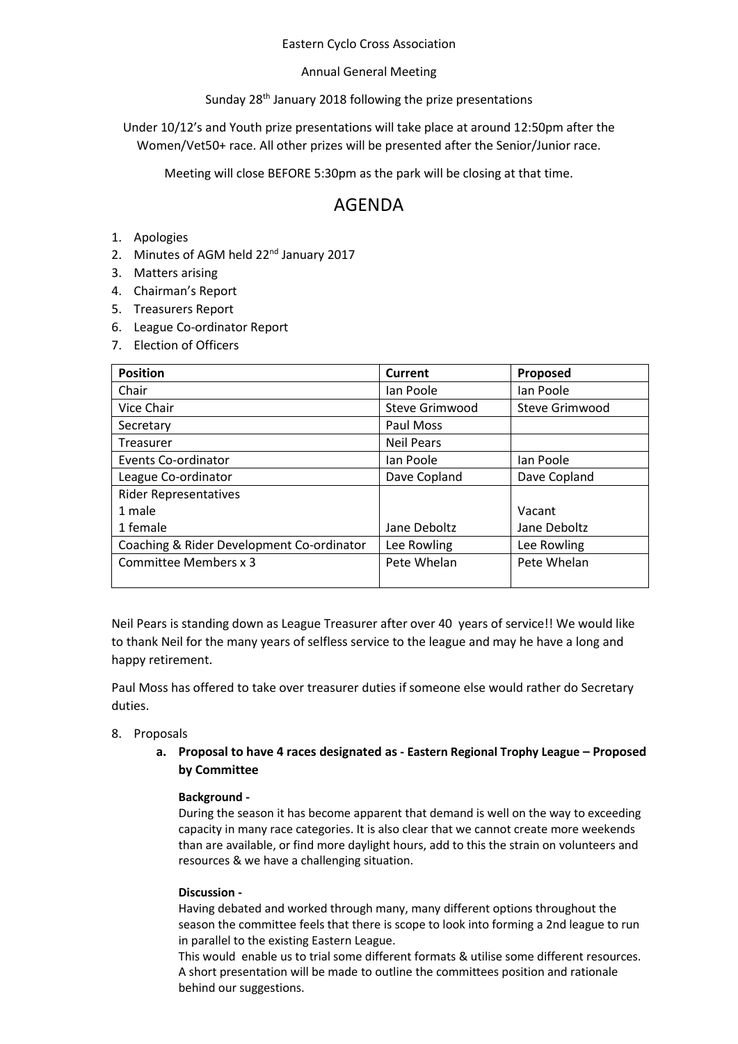Eastern Cyclo Cross Association

Annual General Meeting

Sunday 28th January 2018 following the prize presentations

Under 10/12's and Youth prize presentations will take place at around 12:50pm after the Women/Vet50+ race. All other prizes will be presented after the Senior/Junior race.

Meeting will close BEFORE 5:30pm as the park will be closing at that time.

# AGENDA

1. Apologies
2. Minutes of AGM held 22nd January 2017
3. Matters arising
4. Chairman's Report
5. Treasurers Report
6. League Co-ordinator Report
7. Election of Officers

| Position | Current | Proposed |
|---|---|---|
| Chair | Ian Poole | Ian Poole |
| Vice Chair | Steve Grimwood | Steve Grimwood |
| Secretary | Paul Moss | |
| Treasurer | Neil Pears | |
| Events Co-ordinator | Ian Poole | Ian Poole |
| League Co-ordinator | Dave Copland | Dave Copland |
| Rider Representatives<br>1 male<br>1 female | <br><br>Jane Deboltz | <br>Vacant<br>Jane Deboltz |
| Coaching & Rider Development Co-ordinator | Lee Rowling | Lee Rowling |
| Committee Members x 3 | Pete Whelan | Pete Whelan |

Neil Pears is standing down as League Treasurer after over 40 years of service!! We would like to thank Neil for the many years of selfless service to the league and may he have a long and happy retirement.

Paul Moss has offered to take over treasurer duties if someone else would rather do Secretary duties.

8. Proposals

   a. **Proposal to have 4 races designated as - Eastern Regional Trophy League – Proposed by Committee**

      **Background -**
      During the season it has become apparent that demand is well on the way to exceeding capacity in many race categories. It is also clear that we cannot create more weekends than are available, or find more daylight hours, add to this the strain on volunteers and resources & we have a challenging situation.

      **Discussion -**
      Having debated and worked through many, many different options throughout the season the committee feels that there is scope to look into forming a 2nd league to run in parallel to the existing Eastern League.
      This would enable us to trial some different formats & utilise some different resources. A short presentation will be made to outline the committees position and rationale behind our suggestions.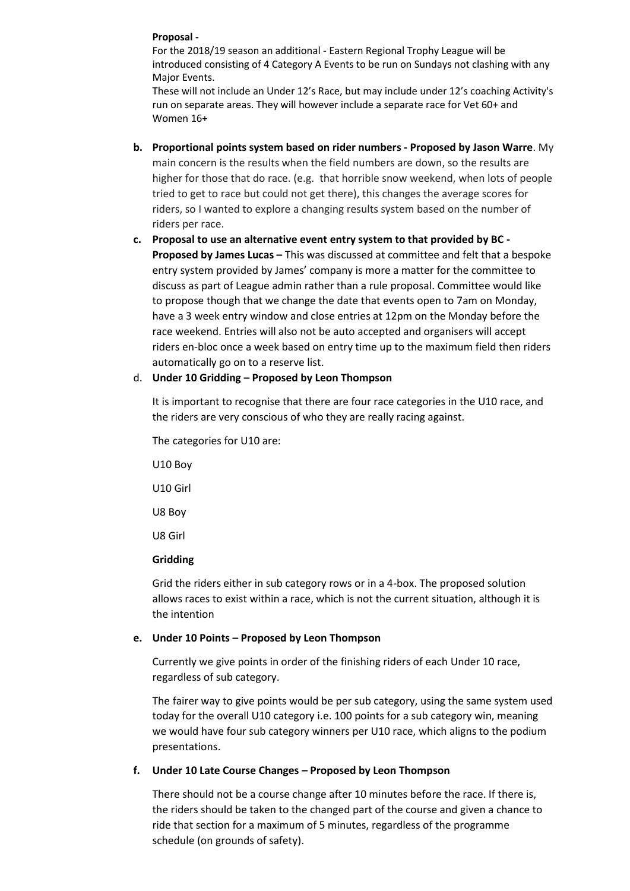**Proposal -**

For the 2018/19 season an additional - Eastern Regional Trophy League will be introduced consisting of 4 Category A Events to be run on Sundays not clashing with any Major Events.

These will not include an Under 12's Race, but may include under 12's coaching Activity's run on separate areas. They will however include a separate race for Vet 60+ and Women 16+

b. **Proportional points system based on rider numbers - Proposed by Jason Warre**. My main concern is the results when the field numbers are down, so the results are higher for those that do race. (e.g. that horrible snow weekend, when lots of people tried to get to race but could not get there), this changes the average scores for riders, so I wanted to explore a changing results system based on the number of riders per race.

c. **Proposal to use an alternative event entry system to that provided by BC - Proposed by James Lucas –** This was discussed at committee and felt that a bespoke entry system provided by James' company is more a matter for the committee to discuss as part of League admin rather than a rule proposal. Committee would like to propose though that we change the date that events open to 7am on Monday, have a 3 week entry window and close entries at 12pm on the Monday before the race weekend. Entries will also not be auto accepted and organisers will accept riders en-bloc once a week based on entry time up to the maximum field then riders automatically go on to a reserve list.

d. **Under 10 Gridding – Proposed by Leon Thompson**

It is important to recognise that there are four race categories in the U10 race, and the riders are very conscious of who they are really racing against.

The categories for U10 are:

U10 Boy

U10 Girl

U8 Boy

U8 Girl

**Gridding**

Grid the riders either in sub category rows or in a 4-box. The proposed solution allows races to exist within a race, which is not the current situation, although it is the intention

e. **Under 10 Points – Proposed by Leon Thompson**

Currently we give points in order of the finishing riders of each Under 10 race, regardless of sub category.

The fairer way to give points would be per sub category, using the same system used today for the overall U10 category i.e. 100 points for a sub category win, meaning we would have four sub category winners per U10 race, which aligns to the podium presentations.

f. **Under 10 Late Course Changes – Proposed by Leon Thompson**

There should not be a course change after 10 minutes before the race. If there is, the riders should be taken to the changed part of the course and given a chance to ride that section for a maximum of 5 minutes, regardless of the programme schedule (on grounds of safety).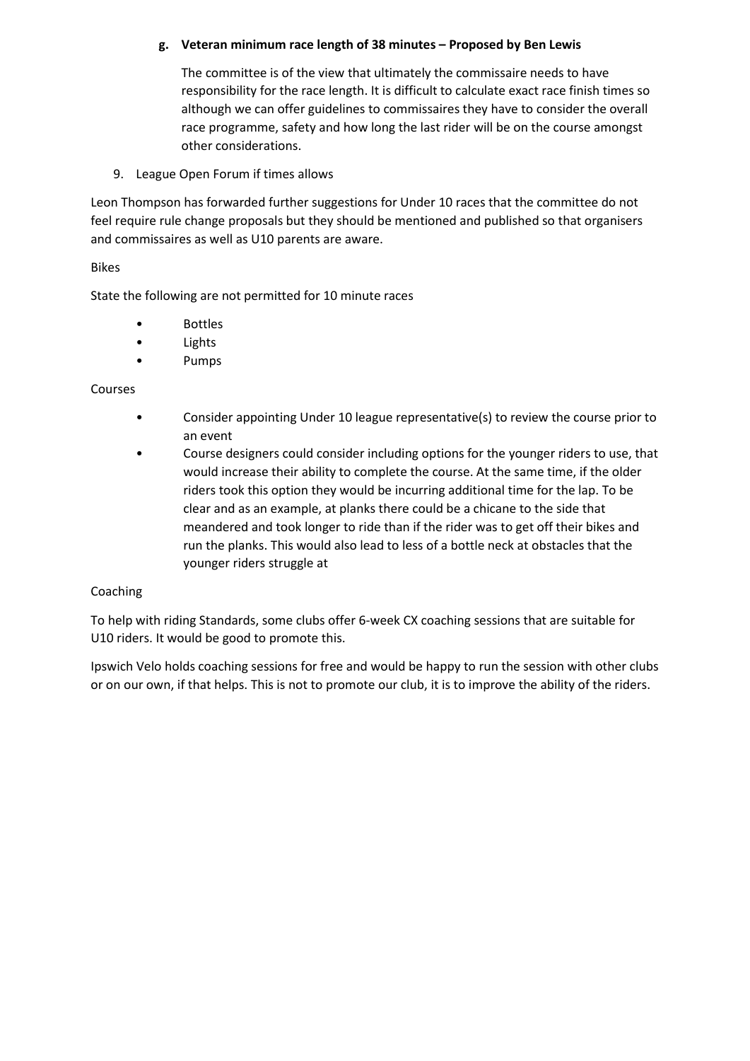**g. Veteran minimum race length of 38 minutes – Proposed by Ben Lewis**

The committee is of the view that ultimately the commissaire needs to have responsibility for the race length. It is difficult to calculate exact race finish times so although we can offer guidelines to commissaires they have to consider the overall race programme, safety and how long the last rider will be on the course amongst other considerations.

9. League Open Forum if times allows

Leon Thompson has forwarded further suggestions for Under 10 races that the committee do not feel require rule change proposals but they should be mentioned and published so that organisers and commissaires as well as U10 parents are aware.

Bikes

State the following are not permitted for 10 minute races

- Bottles
- Lights
- Pumps

Courses

- Consider appointing Under 10 league representative(s) to review the course prior to an event
- Course designers could consider including options for the younger riders to use, that would increase their ability to complete the course. At the same time, if the older riders took this option they would be incurring additional time for the lap. To be clear and as an example, at planks there could be a chicane to the side that meandered and took longer to ride than if the rider was to get off their bikes and run the planks. This would also lead to less of a bottle neck at obstacles that the younger riders struggle at

Coaching

To help with riding Standards, some clubs offer 6-week CX coaching sessions that are suitable for U10 riders. It would be good to promote this.

Ipswich Velo holds coaching sessions for free and would be happy to run the session with other clubs or on our own, if that helps. This is not to promote our club, it is to improve the ability of the riders.